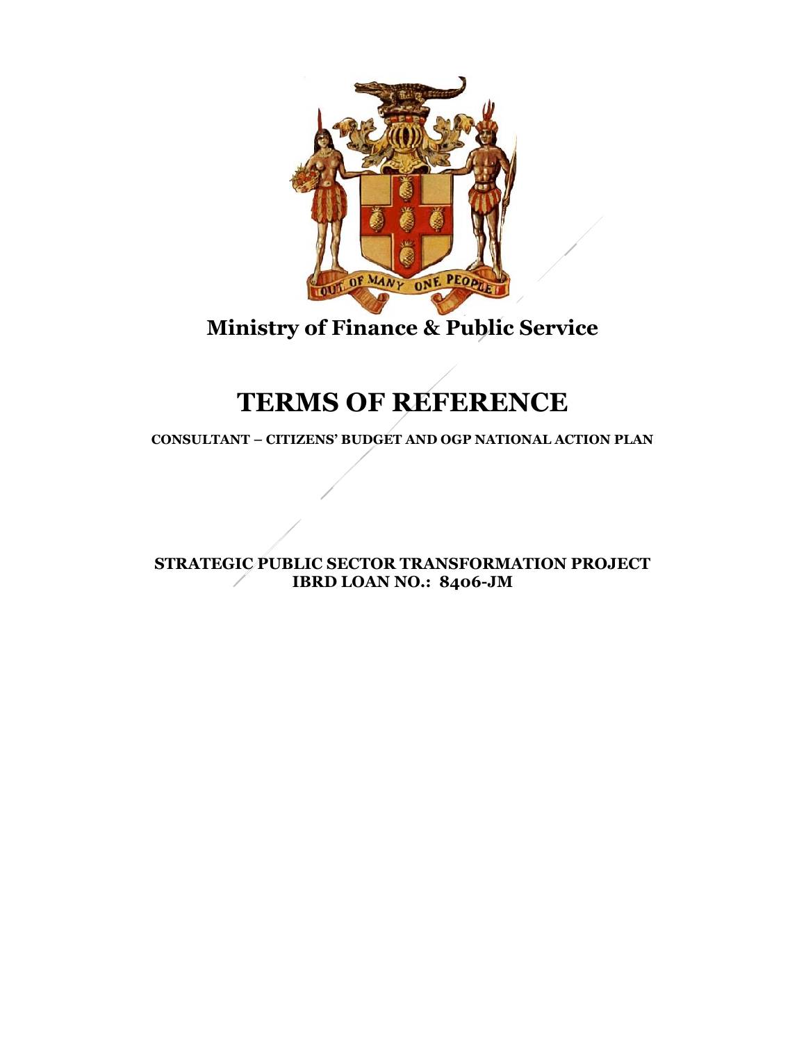**Ministry of Finance & Public Service**

# TERMS OF REFERENCE

**CONSULTANT – CITIZENS' BUDGET AND OGP NATIONAL ACTION PLAN**

**STRATEGIC PUBLIC SECTOR TRANSFORMATION PROJECT**
**IBRD LOAN NO.: 8406-JM**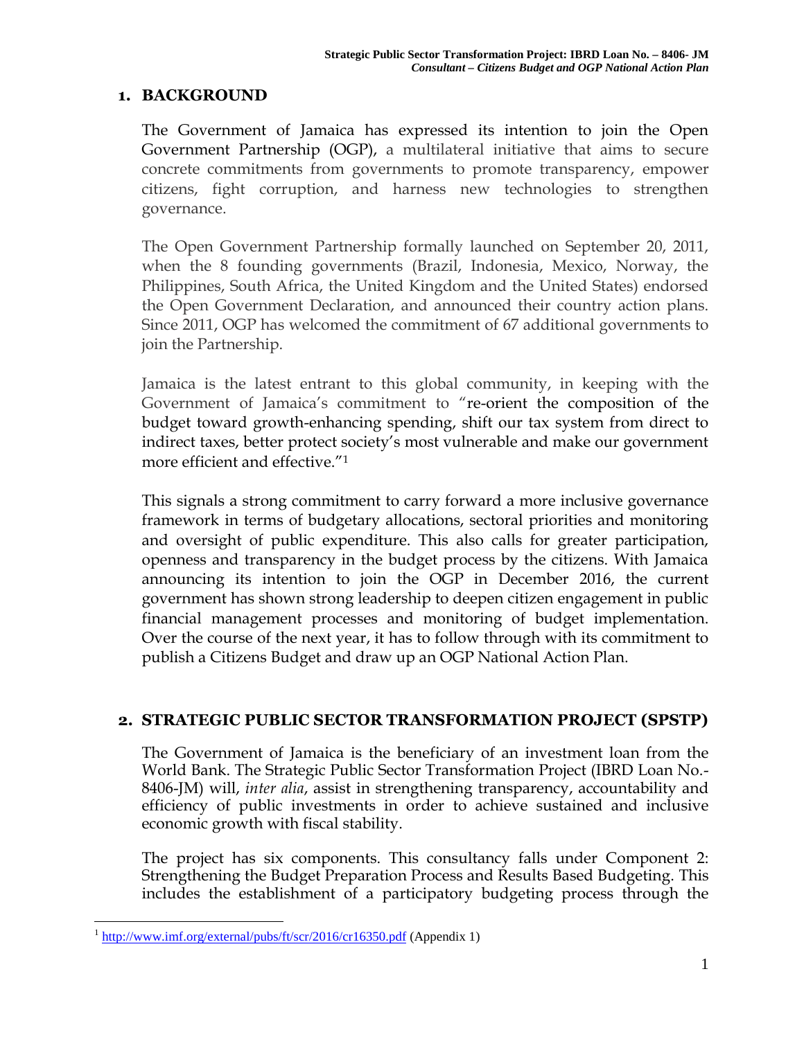## 1. BACKGROUND

The Government of Jamaica has expressed its intention to join the Open Government Partnership (OGP), a multilateral initiative that aims to secure concrete commitments from governments to promote transparency, empower citizens, fight corruption, and harness new technologies to strengthen governance.

The Open Government Partnership formally launched on September 20, 2011, when the 8 founding governments (Brazil, Indonesia, Mexico, Norway, the Philippines, South Africa, the United Kingdom and the United States) endorsed the Open Government Declaration, and announced their country action plans. Since 2011, OGP has welcomed the commitment of 67 additional governments to join the Partnership.

Jamaica is the latest entrant to this global community, in keeping with the Government of Jamaica's commitment to "re-orient the composition of the budget toward growth-enhancing spending, shift our tax system from direct to indirect taxes, better protect society's most vulnerable and make our government more efficient and effective."[1]

This signals a strong commitment to carry forward a more inclusive governance framework in terms of budgetary allocations, sectoral priorities and monitoring and oversight of public expenditure. This also calls for greater participation, openness and transparency in the budget process by the citizens. With Jamaica announcing its intention to join the OGP in December 2016, the current government has shown strong leadership to deepen citizen engagement in public financial management processes and monitoring of budget implementation. Over the course of the next year, it has to follow through with its commitment to publish a Citizens Budget and draw up an OGP National Action Plan.

## 2. STRATEGIC PUBLIC SECTOR TRANSFORMATION PROJECT (SPSTP)

The Government of Jamaica is the beneficiary of an investment loan from the World Bank. The Strategic Public Sector Transformation Project (IBRD Loan No.-8406-JM) will, *inter alia*, assist in strengthening transparency, accountability and efficiency of public investments in order to achieve sustained and inclusive economic growth with fiscal stability.

The project has six components. This consultancy falls under Component 2: Strengthening the Budget Preparation Process and Results Based Budgeting. This includes the establishment of a participatory budgeting process through the

---

[1] http://www.imf.org/external/pubs/ft/scr/2016/cr16350.pdf (Appendix 1)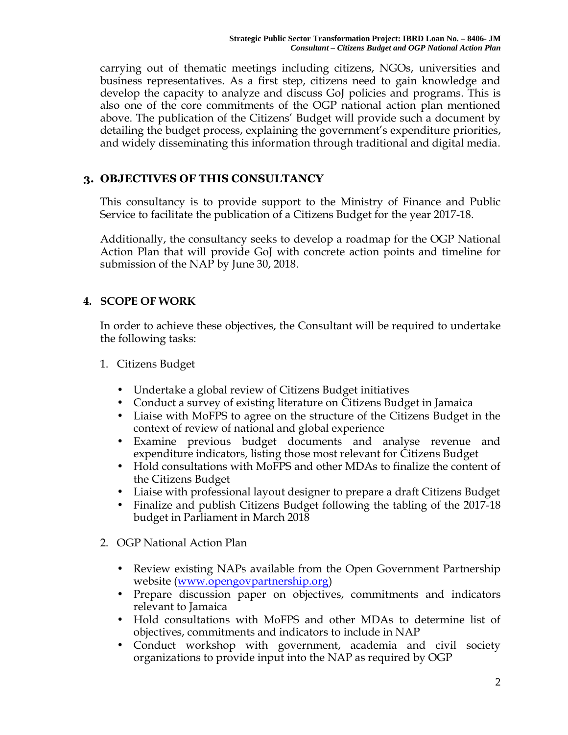carrying out of thematic meetings including citizens, NGOs, universities and business representatives. As a first step, citizens need to gain knowledge and develop the capacity to analyze and discuss GoJ policies and programs. This is also one of the core commitments of the OGP national action plan mentioned above. The publication of the Citizens' Budget will provide such a document by detailing the budget process, explaining the government's expenditure priorities, and widely disseminating this information through traditional and digital media.

## 3. OBJECTIVES OF THIS CONSULTANCY

This consultancy is to provide support to the Ministry of Finance and Public Service to facilitate the publication of a Citizens Budget for the year 2017-18.

Additionally, the consultancy seeks to develop a roadmap for the OGP National Action Plan that will provide GoJ with concrete action points and timeline for submission of the NAP by June 30, 2018.

## 4. SCOPE OF WORK

In order to achieve these objectives, the Consultant will be required to undertake the following tasks:

1. Citizens Budget

   - Undertake a global review of Citizens Budget initiatives
   - Conduct a survey of existing literature on Citizens Budget in Jamaica
   - Liaise with MoFPS to agree on the structure of the Citizens Budget in the context of review of national and global experience
   - Examine previous budget documents and analyse revenue and expenditure indicators, listing those most relevant for Citizens Budget
   - Hold consultations with MoFPS and other MDAs to finalize the content of the Citizens Budget
   - Liaise with professional layout designer to prepare a draft Citizens Budget
   - Finalize and publish Citizens Budget following the tabling of the 2017-18 budget in Parliament in March 2018

2. OGP National Action Plan

   - Review existing NAPs available from the Open Government Partnership website (www.opengovpartnership.org)
   - Prepare discussion paper on objectives, commitments and indicators relevant to Jamaica
   - Hold consultations with MoFPS and other MDAs to determine list of objectives, commitments and indicators to include in NAP
   - Conduct workshop with government, academia and civil society organizations to provide input into the NAP as required by OGP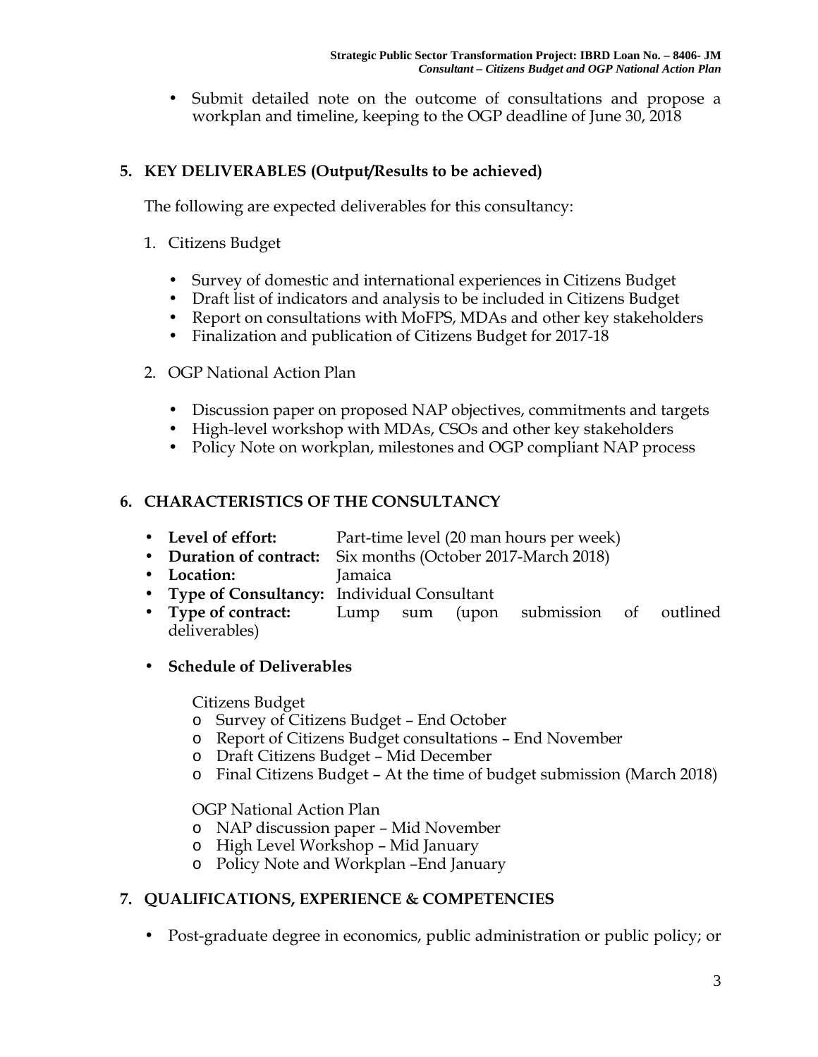- Submit detailed note on the outcome of consultations and propose a workplan and timeline, keeping to the OGP deadline of June 30, 2018

## 5. KEY DELIVERABLES (Output/Results to be achieved)

The following are expected deliverables for this consultancy:

1. Citizens Budget

   - Survey of domestic and international experiences in Citizens Budget
   - Draft list of indicators and analysis to be included in Citizens Budget
   - Report on consultations with MoFPS, MDAs and other key stakeholders
   - Finalization and publication of Citizens Budget for 2017-18

2. OGP National Action Plan

   - Discussion paper on proposed NAP objectives, commitments and targets
   - High-level workshop with MDAs, CSOs and other key stakeholders
   - Policy Note on workplan, milestones and OGP compliant NAP process

## 6. CHARACTERISTICS OF THE CONSULTANCY

- **Level of effort:** Part-time level (20 man hours per week)
- **Duration of contract:** Six months (October 2017-March 2018)
- **Location:** Jamaica
- **Type of Consultancy:** Individual Consultant
- **Type of contract:** Lump sum (upon submission of outlined deliverables)

- **Schedule of Deliverables**

  Citizens Budget
  - Survey of Citizens Budget – End October
  - Report of Citizens Budget consultations – End November
  - Draft Citizens Budget – Mid December
  - Final Citizens Budget – At the time of budget submission (March 2018)

  OGP National Action Plan
  - NAP discussion paper – Mid November
  - High Level Workshop – Mid January
  - Policy Note and Workplan –End January

## 7. QUALIFICATIONS, EXPERIENCE & COMPETENCIES

- Post-graduate degree in economics, public administration or public policy; or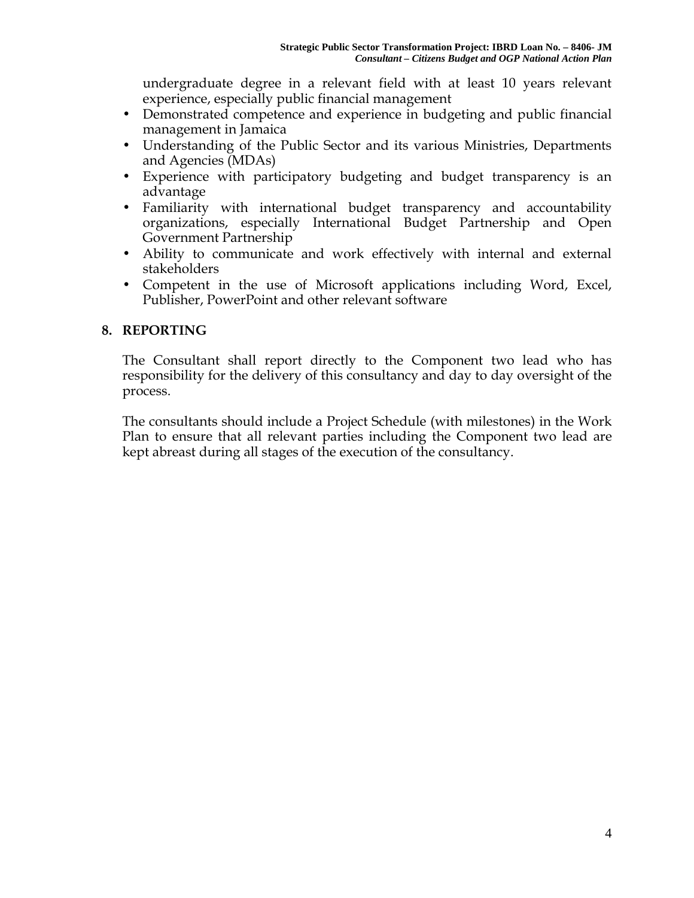undergraduate degree in a relevant field with at least 10 years relevant experience, especially public financial management

- Demonstrated competence and experience in budgeting and public financial management in Jamaica
- Understanding of the Public Sector and its various Ministries, Departments and Agencies (MDAs)
- Experience with participatory budgeting and budget transparency is an advantage
- Familiarity with international budget transparency and accountability organizations, especially International Budget Partnership and Open Government Partnership
- Ability to communicate and work effectively with internal and external stakeholders
- Competent in the use of Microsoft applications including Word, Excel, Publisher, PowerPoint and other relevant software

## 8. REPORTING

The Consultant shall report directly to the Component two lead who has responsibility for the delivery of this consultancy and day to day oversight of the process.

The consultants should include a Project Schedule (with milestones) in the Work Plan to ensure that all relevant parties including the Component two lead are kept abreast during all stages of the execution of the consultancy.